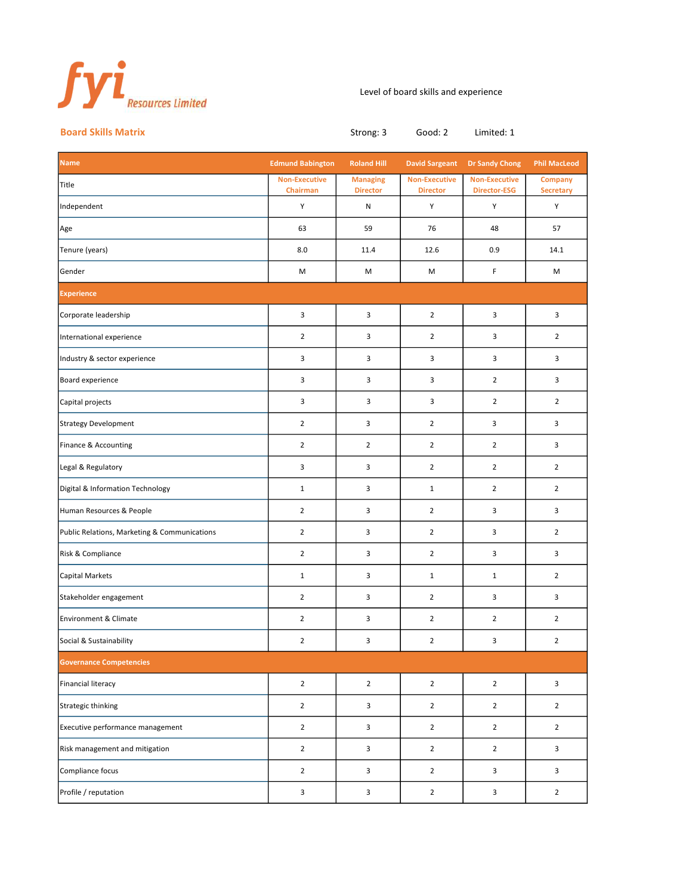fyi Resources Limited

Level of board skills and experience

## Board Skills Matrix

Strong: 3 Good: 2 Limited: 1

| Name | Edmund Babington | Roland Hill | David Sargeant | Dr Sandy Chong | Phil MacLeod |
|---|---|---|---|---|---|
| Title | Non-Executive Chairman | Managing Director | Non-Executive Director | Non-Executive Director-ESG | Company Secretary |
| Independent | Y | N | Y | Y | Y |
| Age | 63 | 59 | 76 | 48 | 57 |
| Tenure (years) | 8.0 | 11.4 | 12.6 | 0.9 | 14.1 |
| Gender | M | M | M | F | M |
| **Experience** | | | | | |
| Corporate leadership | 3 | 3 | 2 | 3 | 3 |
| International experience | 2 | 3 | 2 | 3 | 2 |
| Industry & sector experience | 3 | 3 | 3 | 3 | 3 |
| Board experience | 3 | 3 | 3 | 2 | 3 |
| Capital projects | 3 | 3 | 3 | 2 | 2 |
| Strategy Development | 2 | 3 | 2 | 3 | 3 |
| Finance & Accounting | 2 | 2 | 2 | 2 | 3 |
| Legal & Regulatory | 3 | 3 | 2 | 2 | 2 |
| Digital & Information Technology | 1 | 3 | 1 | 2 | 2 |
| Human Resources & People | 2 | 3 | 2 | 3 | 3 |
| Public Relations, Marketing & Communications | 2 | 3 | 2 | 3 | 2 |
| Risk & Compliance | 2 | 3 | 2 | 3 | 3 |
| Capital Markets | 1 | 3 | 1 | 1 | 2 |
| Stakeholder engagement | 2 | 3 | 2 | 3 | 3 |
| Environment & Climate | 2 | 3 | 2 | 2 | 2 |
| Social & Sustainability | 2 | 3 | 2 | 3 | 2 |
| **Governance Competencies** | | | | | |
| Financial literacy | 2 | 2 | 2 | 2 | 3 |
| Strategic thinking | 2 | 3 | 2 | 2 | 2 |
| Executive performance management | 2 | 3 | 2 | 2 | 2 |
| Risk management and mitigation | 2 | 3 | 2 | 2 | 3 |
| Compliance focus | 2 | 3 | 2 | 3 | 3 |
| Profile / reputation | 3 | 3 | 2 | 3 | 2 |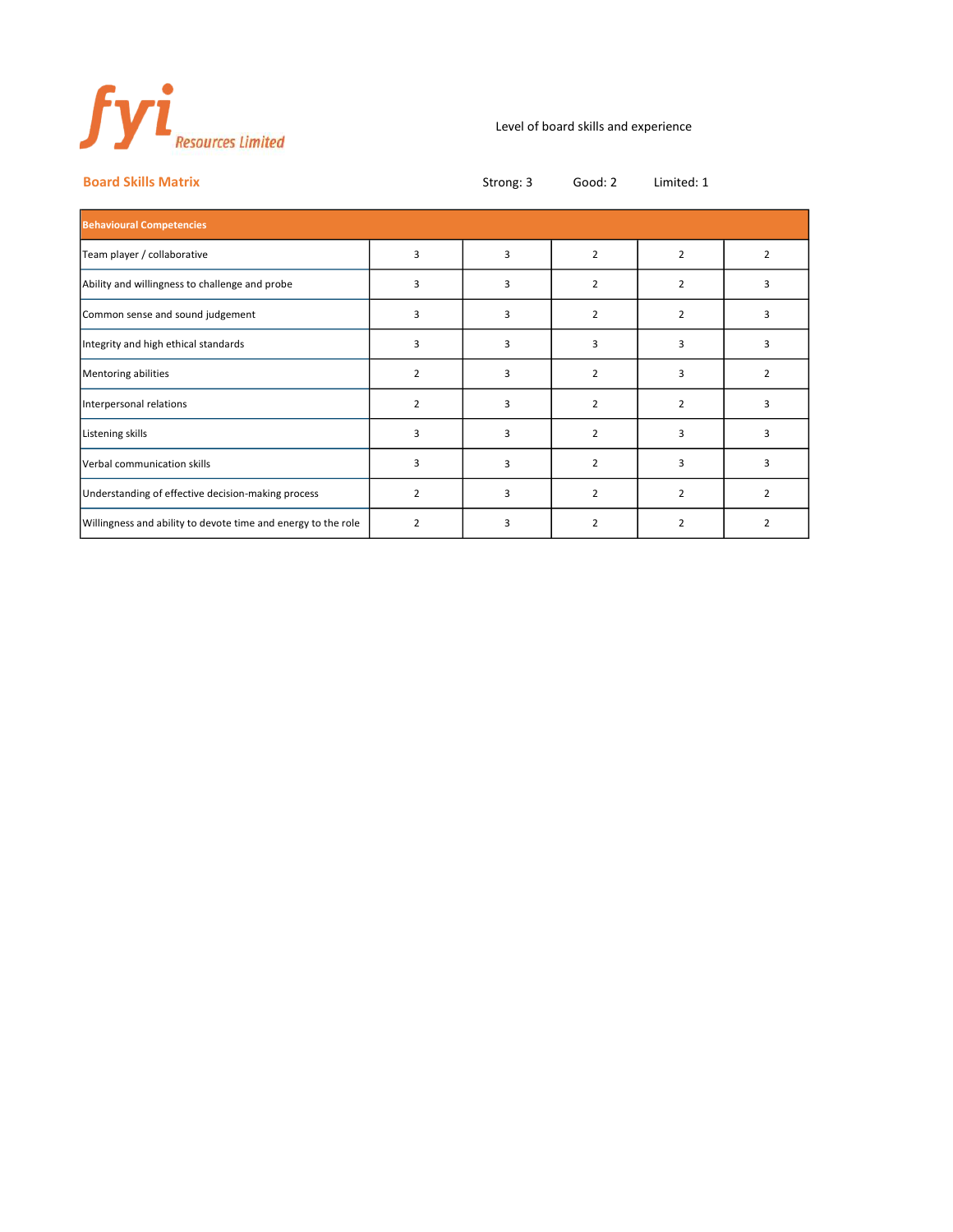fyi Resources Limited

Level of board skills and experience

**Board Skills Matrix**

Strong: 3 Good: 2 Limited: 1

| Behavioural Competencies | | | | | |
|---|---|---|---|---|---|
| Team player / collaborative | 3 | 3 | 2 | 2 | 2 |
| Ability and willingness to challenge and probe | 3 | 3 | 2 | 2 | 3 |
| Common sense and sound judgement | 3 | 3 | 2 | 2 | 3 |
| Integrity and high ethical standards | 3 | 3 | 3 | 3 | 3 |
| Mentoring abilities | 2 | 3 | 2 | 3 | 2 |
| Interpersonal relations | 2 | 3 | 2 | 2 | 3 |
| Listening skills | 3 | 3 | 2 | 3 | 3 |
| Verbal communication skills | 3 | 3 | 2 | 3 | 3 |
| Understanding of effective decision-making process | 2 | 3 | 2 | 2 | 2 |
| Willingness and ability to devote time and energy to the role | 2 | 3 | 2 | 2 | 2 |